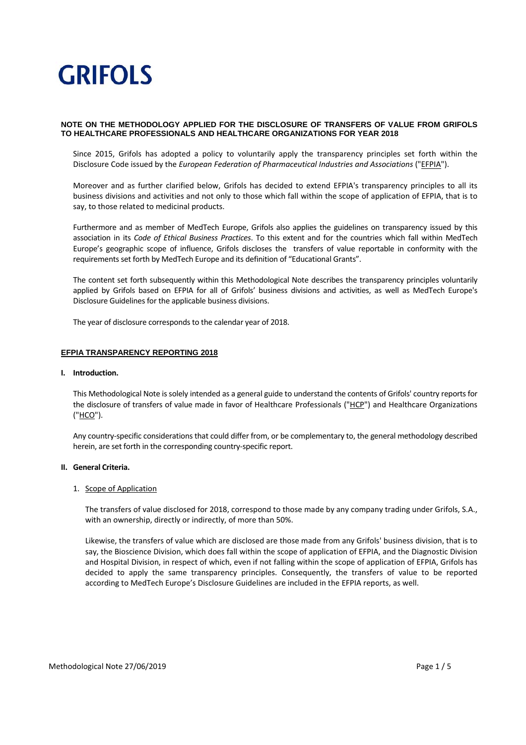# GRIFOLS

**NOTE ON THE METHODOLOGY APPLIED FOR THE DISCLOSURE OF TRANSFERS OF VALUE FROM GRIFOLS TO HEALTHCARE PROFESSIONALS AND HEALTHCARE ORGANIZATIONS FOR YEAR 2018**

Since 2015, Grifols has adopted a policy to voluntarily apply the transparency principles set forth within the Disclosure Code issued by the *European Federation of Pharmaceutical Industries and Associations* ("EFPIA").

Moreover and as further clarified below, Grifols has decided to extend EFPIA's transparency principles to all its business divisions and activities and not only to those which fall within the scope of application of EFPIA, that is to say, to those related to medicinal products.

Furthermore and as member of MedTech Europe, Grifols also applies the guidelines on transparency issued by this association in its *Code of Ethical Business Practices*. To this extent and for the countries which fall within MedTech Europe's geographic scope of influence, Grifols discloses the transfers of value reportable in conformity with the requirements set forth by MedTech Europe and its definition of "Educational Grants".

The content set forth subsequently within this Methodological Note describes the transparency principles voluntarily applied by Grifols based on EFPIA for all of Grifols' business divisions and activities, as well as MedTech Europe's Disclosure Guidelines for the applicable business divisions.

The year of disclosure corresponds to the calendar year of 2018.

## EFPIA TRANSPARENCY REPORTING 2018

### I. Introduction.

This Methodological Note is solely intended as a general guide to understand the contents of Grifols' country reports for the disclosure of transfers of value made in favor of Healthcare Professionals ("HCP") and Healthcare Organizations ("HCO").

Any country-specific considerations that could differ from, or be complementary to, the general methodology described herein, are set forth in the corresponding country-specific report.

### II. General Criteria.

1. Scope of Application

The transfers of value disclosed for 2018, correspond to those made by any company trading under Grifols, S.A., with an ownership, directly or indirectly, of more than 50%.

Likewise, the transfers of value which are disclosed are those made from any Grifols' business division, that is to say, the Bioscience Division, which does fall within the scope of application of EFPIA, and the Diagnostic Division and Hospital Division, in respect of which, even if not falling within the scope of application of EFPIA, Grifols has decided to apply the same transparency principles. Consequently, the transfers of value to be reported according to MedTech Europe's Disclosure Guidelines are included in the EFPIA reports, as well.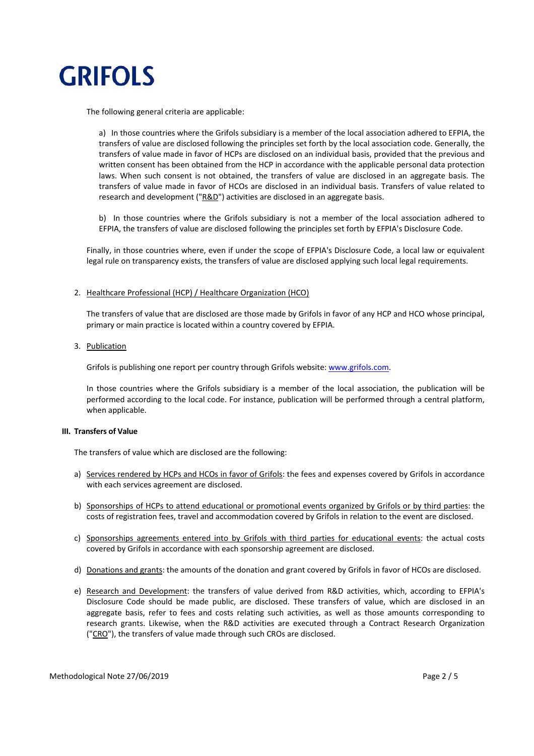The following general criteria are applicable:

a) In those countries where the Grifols subsidiary is a member of the local association adhered to EFPIA, the transfers of value are disclosed following the principles set forth by the local association code. Generally, the transfers of value made in favor of HCPs are disclosed on an individual basis, provided that the previous and written consent has been obtained from the HCP in accordance with the applicable personal data protection laws. When such consent is not obtained, the transfers of value are disclosed in an aggregate basis. The transfers of value made in favor of HCOs are disclosed in an individual basis. Transfers of value related to research and development ("R&D") activities are disclosed in an aggregate basis.

b) In those countries where the Grifols subsidiary is not a member of the local association adhered to EFPIA, the transfers of value are disclosed following the principles set forth by EFPIA's Disclosure Code.

Finally, in those countries where, even if under the scope of EFPIA's Disclosure Code, a local law or equivalent legal rule on transparency exists, the transfers of value are disclosed applying such local legal requirements.

2. Healthcare Professional (HCP) / Healthcare Organization (HCO)

The transfers of value that are disclosed are those made by Grifols in favor of any HCP and HCO whose principal, primary or main practice is located within a country covered by EFPIA.

3. Publication

Grifols is publishing one report per country through Grifols website: www.grifols.com.

In those countries where the Grifols subsidiary is a member of the local association, the publication will be performed according to the local code. For instance, publication will be performed through a central platform, when applicable.

### III. Transfers of Value

The transfers of value which are disclosed are the following:

a) Services rendered by HCPs and HCOs in favor of Grifols: the fees and expenses covered by Grifols in accordance with each services agreement are disclosed.

b) Sponsorships of HCPs to attend educational or promotional events organized by Grifols or by third parties: the costs of registration fees, travel and accommodation covered by Grifols in relation to the event are disclosed.

c) Sponsorships agreements entered into by Grifols with third parties for educational events: the actual costs covered by Grifols in accordance with each sponsorship agreement are disclosed.

d) Donations and grants: the amounts of the donation and grant covered by Grifols in favor of HCOs are disclosed.

e) Research and Development: the transfers of value derived from R&D activities, which, according to EFPIA's Disclosure Code should be made public, are disclosed. These transfers of value, which are disclosed in an aggregate basis, refer to fees and costs relating such activities, as well as those amounts corresponding to research grants. Likewise, when the R&D activities are executed through a Contract Research Organization ("CRO"), the transfers of value made through such CROs are disclosed.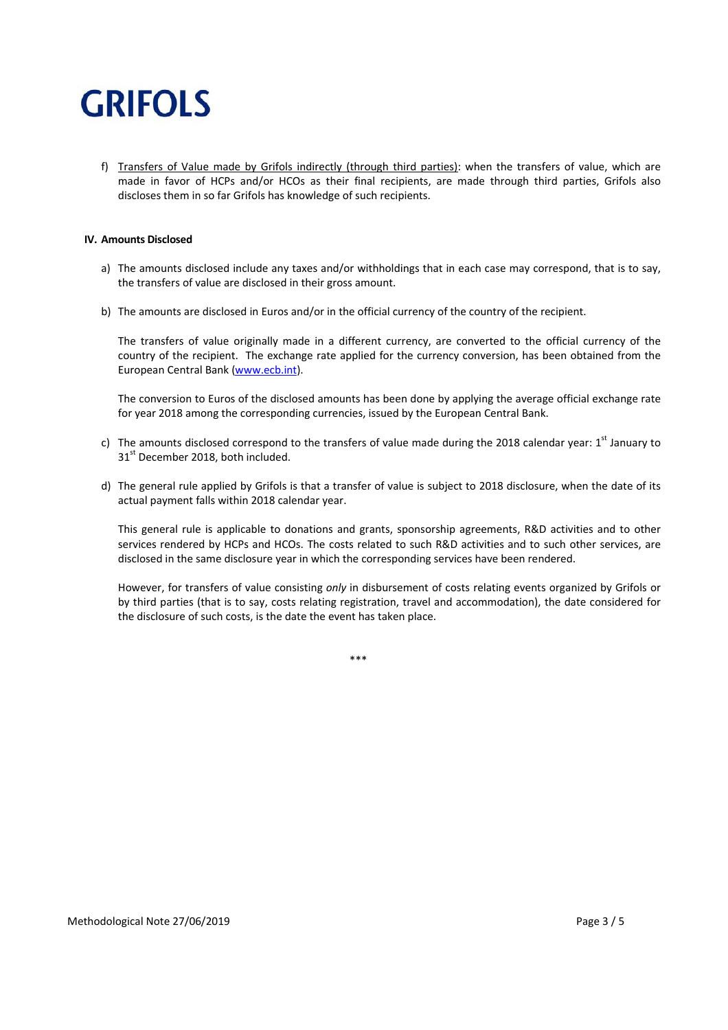f) Transfers of Value made by Grifols indirectly (through third parties): when the transfers of value, which are made in favor of HCPs and/or HCOs as their final recipients, are made through third parties, Grifols also discloses them in so far Grifols has knowledge of such recipients.

## IV. Amounts Disclosed

a) The amounts disclosed include any taxes and/or withholdings that in each case may correspond, that is to say, the transfers of value are disclosed in their gross amount.

b) The amounts are disclosed in Euros and/or in the official currency of the country of the recipient.

The transfers of value originally made in a different currency, are converted to the official currency of the country of the recipient. The exchange rate applied for the currency conversion, has been obtained from the European Central Bank (www.ecb.int).

The conversion to Euros of the disclosed amounts has been done by applying the average official exchange rate for year 2018 among the corresponding currencies, issued by the European Central Bank.

c) The amounts disclosed correspond to the transfers of value made during the 2018 calendar year: 1st January to 31st December 2018, both included.

d) The general rule applied by Grifols is that a transfer of value is subject to 2018 disclosure, when the date of its actual payment falls within 2018 calendar year.

This general rule is applicable to donations and grants, sponsorship agreements, R&D activities and to other services rendered by HCPs and HCOs. The costs related to such R&D activities and to such other services, are disclosed in the same disclosure year in which the corresponding services have been rendered.

However, for transfers of value consisting *only* in disbursement of costs relating events organized by Grifols or by third parties (that is to say, costs relating registration, travel and accommodation), the date considered for the disclosure of such costs, is the date the event has taken place.

***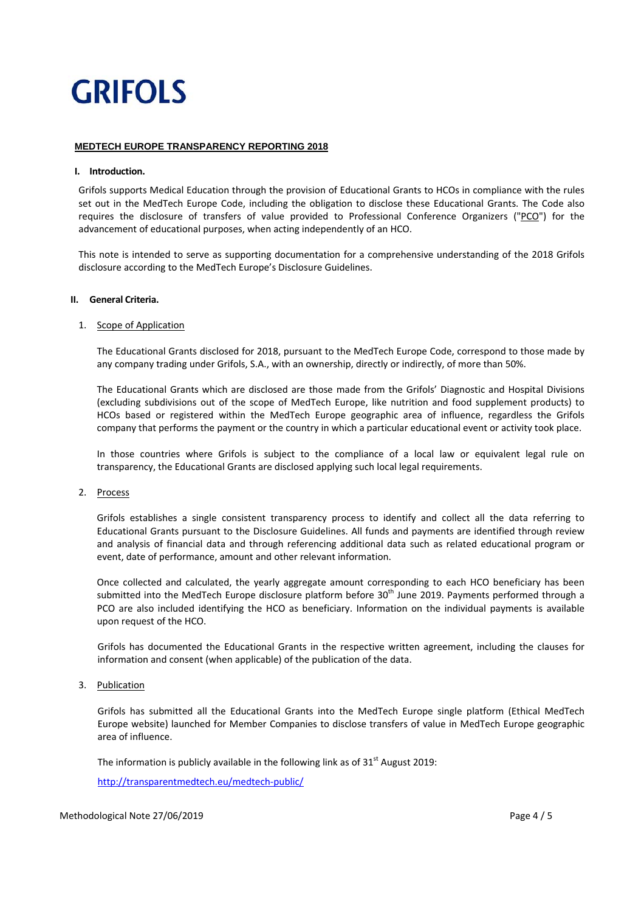GRIFOLS

## MEDTECH EUROPE TRANSPARENCY REPORTING 2018

### I. Introduction.

Grifols supports Medical Education through the provision of Educational Grants to HCOs in compliance with the rules set out in the MedTech Europe Code, including the obligation to disclose these Educational Grants. The Code also requires the disclosure of transfers of value provided to Professional Conference Organizers ("PCO") for the advancement of educational purposes, when acting independently of an HCO.

This note is intended to serve as supporting documentation for a comprehensive understanding of the 2018 Grifols disclosure according to the MedTech Europe's Disclosure Guidelines.

### II. General Criteria.

1. Scope of Application

   The Educational Grants disclosed for 2018, pursuant to the MedTech Europe Code, correspond to those made by any company trading under Grifols, S.A., with an ownership, directly or indirectly, of more than 50%.

   The Educational Grants which are disclosed are those made from the Grifols' Diagnostic and Hospital Divisions (excluding subdivisions out of the scope of MedTech Europe, like nutrition and food supplement products) to HCOs based or registered within the MedTech Europe geographic area of influence, regardless the Grifols company that performs the payment or the country in which a particular educational event or activity took place.

   In those countries where Grifols is subject to the compliance of a local law or equivalent legal rule on transparency, the Educational Grants are disclosed applying such local legal requirements.

2. Process

   Grifols establishes a single consistent transparency process to identify and collect all the data referring to Educational Grants pursuant to the Disclosure Guidelines. All funds and payments are identified through review and analysis of financial data and through referencing additional data such as related educational program or event, date of performance, amount and other relevant information.

   Once collected and calculated, the yearly aggregate amount corresponding to each HCO beneficiary has been submitted into the MedTech Europe disclosure platform before 30th June 2019. Payments performed through a PCO are also included identifying the HCO as beneficiary. Information on the individual payments is available upon request of the HCO.

   Grifols has documented the Educational Grants in the respective written agreement, including the clauses for information and consent (when applicable) of the publication of the data.

3. Publication

   Grifols has submitted all the Educational Grants into the MedTech Europe single platform (Ethical MedTech Europe website) launched for Member Companies to disclose transfers of value in MedTech Europe geographic area of influence.

   The information is publicly available in the following link as of 31st August 2019:

   http://transparentmedtech.eu/medtech-public/

Methodological Note 27/06/2019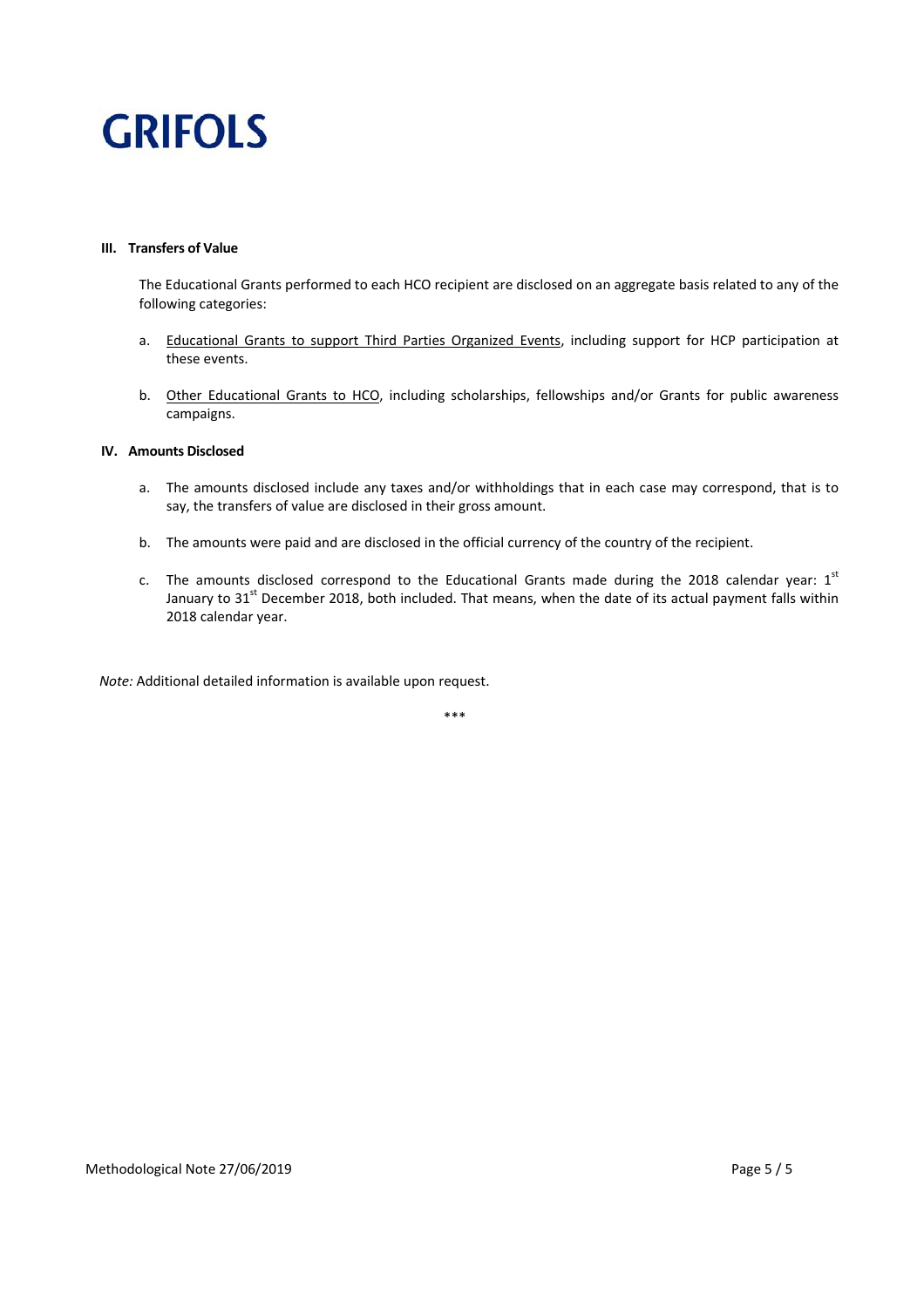**GRIFOLS**

### III. Transfers of Value

The Educational Grants performed to each HCO recipient are disclosed on an aggregate basis related to any of the following categories:

a. Educational Grants to support Third Parties Organized Events, including support for HCP participation at these events.

b. Other Educational Grants to HCO, including scholarships, fellowships and/or Grants for public awareness campaigns.

### IV. Amounts Disclosed

a. The amounts disclosed include any taxes and/or withholdings that in each case may correspond, that is to say, the transfers of value are disclosed in their gross amount.

b. The amounts were paid and are disclosed in the official currency of the country of the recipient.

c. The amounts disclosed correspond to the Educational Grants made during the 2018 calendar year: 1st January to 31st December 2018, both included. That means, when the date of its actual payment falls within 2018 calendar year.

*Note:* Additional detailed information is available upon request.

***

Methodological Note 27/06/2019